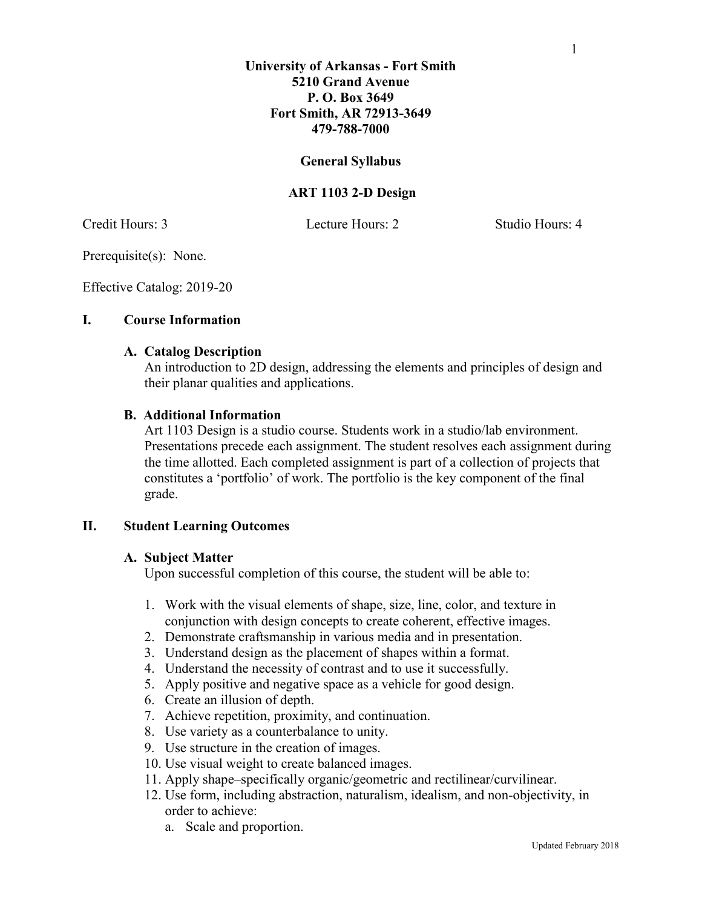**University of Arkansas - Fort Smith**
**5210 Grand Avenue**
**P. O. Box 3649**
**Fort Smith, AR 72913-3649**
**479-788-7000**

# General Syllabus

## ART 1103 2-D Design

Credit Hours: 3 Lecture Hours: 2 Studio Hours: 4

Prerequisite(s): None.

Effective Catalog: 2019-20

## I. Course Information

### A. Catalog Description

An introduction to 2D design, addressing the elements and principles of design and their planar qualities and applications.

### B. Additional Information

Art 1103 Design is a studio course. Students work in a studio/lab environment. Presentations precede each assignment. The student resolves each assignment during the time allotted. Each completed assignment is part of a collection of projects that constitutes a 'portfolio' of work. The portfolio is the key component of the final grade.

## II. Student Learning Outcomes

### A. Subject Matter

Upon successful completion of this course, the student will be able to:

1. Work with the visual elements of shape, size, line, color, and texture in conjunction with design concepts to create coherent, effective images.
2. Demonstrate craftsmanship in various media and in presentation.
3. Understand design as the placement of shapes within a format.
4. Understand the necessity of contrast and to use it successfully.
5. Apply positive and negative space as a vehicle for good design.
6. Create an illusion of depth.
7. Achieve repetition, proximity, and continuation.
8. Use variety as a counterbalance to unity.
9. Use structure in the creation of images.
10. Use visual weight to create balanced images.
11. Apply shape–specifically organic/geometric and rectilinear/curvilinear.
12. Use form, including abstraction, naturalism, idealism, and non-objectivity, in order to achieve:
    a. Scale and proportion.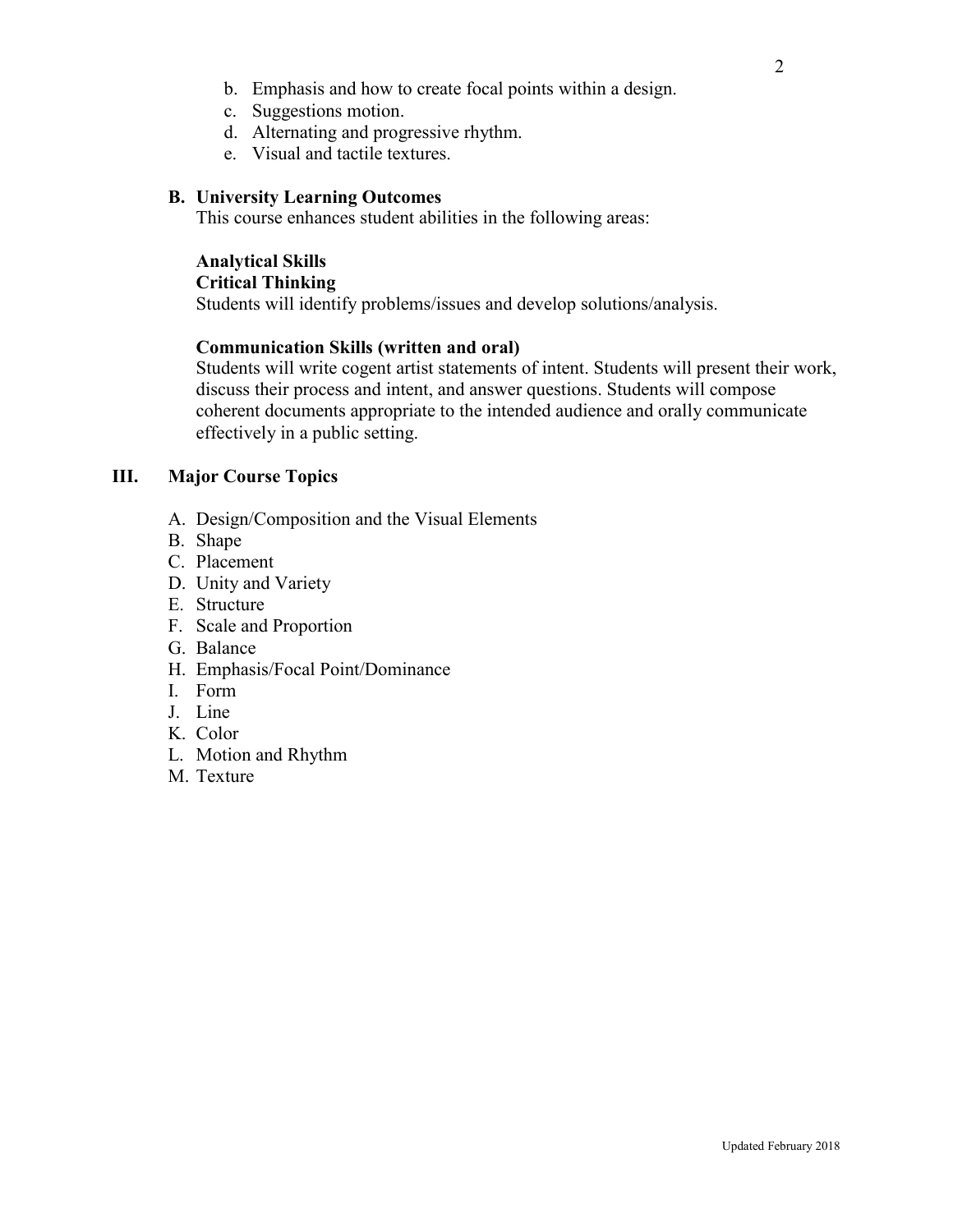b. Emphasis and how to create focal points within a design.
c. Suggestions motion.
d. Alternating and progressive rhythm.
e. Visual and tactile textures.

### B. University Learning Outcomes

This course enhances student abilities in the following areas:

**Analytical Skills**
**Critical Thinking**
Students will identify problems/issues and develop solutions/analysis.

**Communication Skills (written and oral)**
Students will write cogent artist statements of intent. Students will present their work, discuss their process and intent, and answer questions. Students will compose coherent documents appropriate to the intended audience and orally communicate effectively in a public setting.

## III. Major Course Topics

A. Design/Composition and the Visual Elements
B. Shape
C. Placement
D. Unity and Variety
E. Structure
F. Scale and Proportion
G. Balance
H. Emphasis/Focal Point/Dominance
I. Form
J. Line
K. Color
L. Motion and Rhythm
M. Texture

Updated February 2018